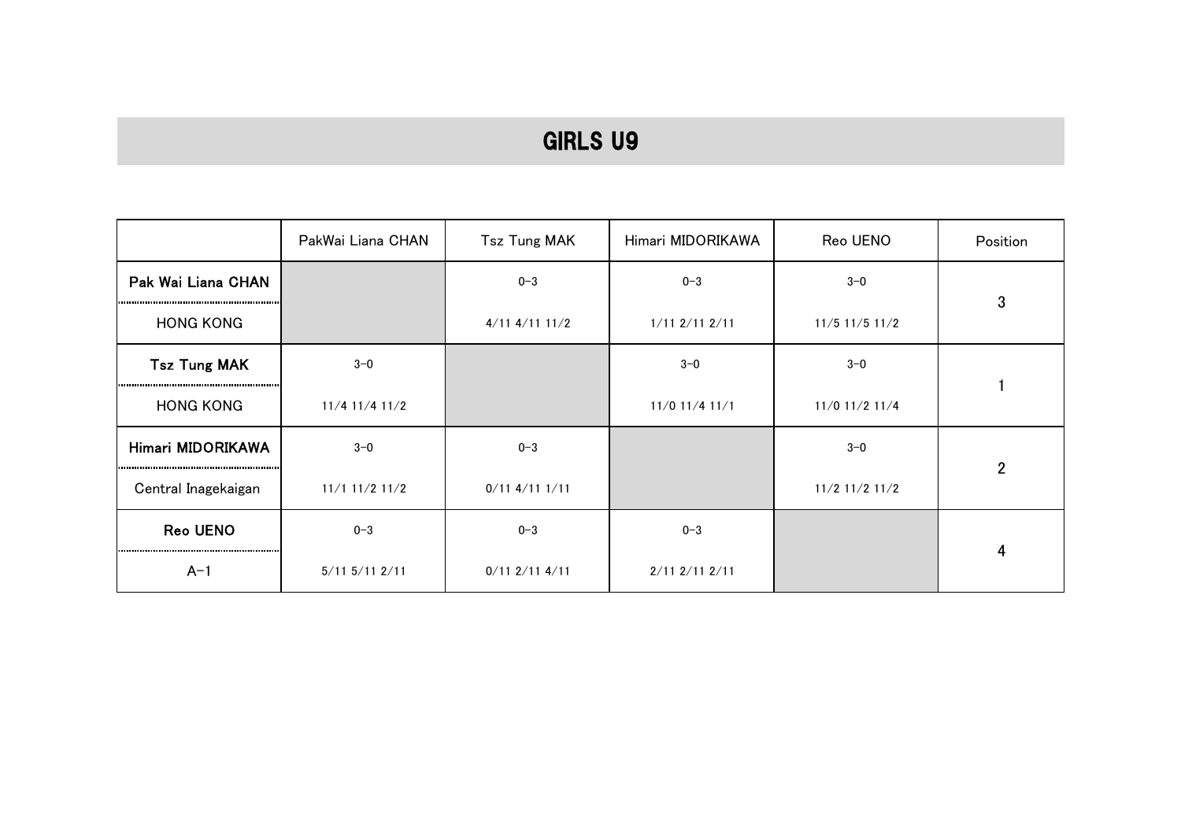# GIRLS U9

| | PakWai Liana CHAN | Tsz Tung MAK | Himari MIDORIKAWA | Reo UENO | Position |
|---|---|---|---|---|---|
| **Pak Wai Liana CHAN**<br>HONG KONG | | 0-3<br>4/11 4/11 11/2 | 0-3<br>1/11 2/11 2/11 | 3-0<br>11/5 11/5 11/2 | 3 |
| **Tsz Tung MAK**<br>HONG KONG | 3-0<br>11/4 11/4 11/2 | | 3-0<br>11/0 11/4 11/1 | 3-0<br>11/0 11/2 11/4 | 1 |
| **Himari MIDORIKAWA**<br>Central Inagekaigan | 3-0<br>11/1 11/2 11/2 | 0-3<br>0/11 4/11 1/11 | | 3-0<br>11/2 11/2 11/2 | 2 |
| **Reo UENO**<br>A-1 | 0-3<br>5/11 5/11 2/11 | 0-3<br>0/11 2/11 4/11 | 0-3<br>2/11 2/11 2/11 | | 4 |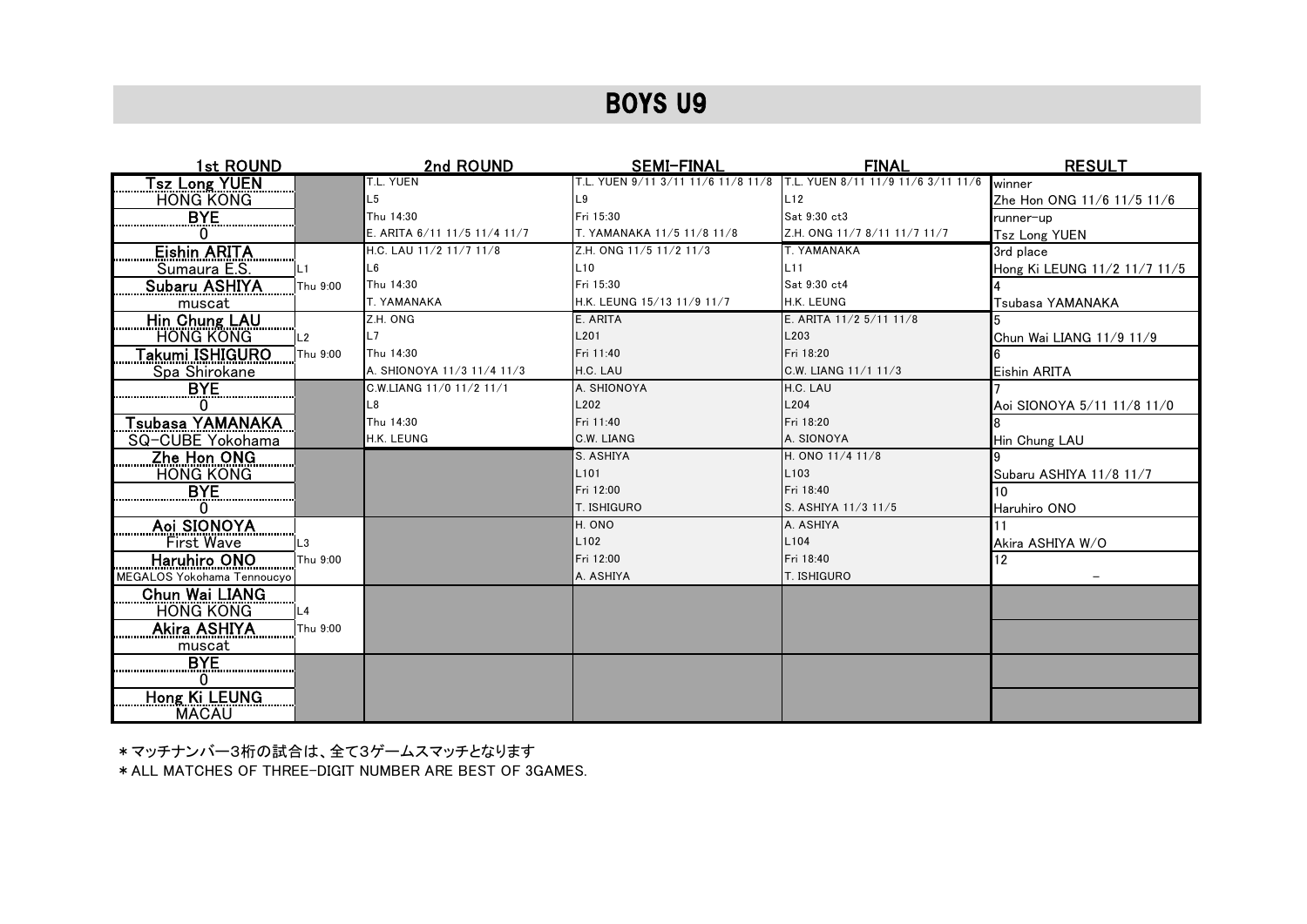# BOYS U9

| 1st ROUND | | 2nd ROUND | SEMI-FINAL | FINAL | RESULT |
|---|---|---|---|---|---|
| Tsz Long YUEN | | T.L. YUEN | T.L. YUEN 9/11 3/11 11/6 11/8 11/8 | T.L. YUEN 8/11 11/9 11/6 3/11 11/6 | winner |
| HONG KONG | | L5 | L9 | L12 | Zhe Hon ONG 11/6 11/5 11/6 |
| BYE | | Thu 14:30 | Fri 15:30 | Sat 9:30 ct3 | runner-up |
| 0 | | E. ARITA 6/11 11/5 11/4 11/7 | T. YAMANAKA 11/5 11/8 11/8 | Z.H. ONG 11/7 8/11 11/7 11/7 | Tsz Long YUEN |
| Eishin ARITA | | H.C. LAU 11/2 11/7 11/8 | Z.H. ONG 11/5 11/2 11/3 | T. YAMANAKA | 3rd place |
| Sumaura E.S. | L1 | L6 | L10 | L11 | Hong Ki LEUNG 11/2 11/7 11/5 |
| Subaru ASHIYA | Thu 9:00 | Thu 14:30 | Fri 15:30 | Sat 9:30 ct4 | 4 |
| muscat | | T. YAMANAKA | H.K. LEUNG 15/13 11/9 11/7 | H.K. LEUNG | Tsubasa YAMANAKA |
| Hin Chung LAU | | Z.H. ONG | E. ARITA | E. ARITA 11/2 5/11 11/8 | 5 |
| HONG KONG | L2 | L7 | L201 | L203 | Chun Wai LIANG 11/9 11/9 |
| Takumi ISHIGURO | Thu 9:00 | Thu 14:30 | Fri 11:40 | Fri 18:20 | 6 |
| Spa Shirokane | | A. SHIONOYA 11/3 11/4 11/3 | H.C. LAU | C.W. LIANG 11/1 11/3 | Eishin ARITA |
| BYE | | C.W.LIANG 11/0 11/2 11/1 | A. SHIONOYA | H.C. LAU | 7 |
| 0 | | L8 | L202 | L204 | Aoi SIONOYA 5/11 11/8 11/0 |
| Tsubasa YAMANAKA | | Thu 14:30 | Fri 11:40 | Fri 18:20 | 8 |
| SQ-CUBE Yokohama | | H.K. LEUNG | C.W. LIANG | A. SIONOYA | Hin Chung LAU |
| Zhe Hon ONG | | | S. ASHIYA | H. ONO 11/4 11/8 | 9 |
| HONG KONG | | | L101 | L103 | Subaru ASHIYA 11/8 11/7 |
| BYE | | | Fri 12:00 | Fri 18:40 | 10 |
| 0 | | | T. ISHIGURO | S. ASHIYA 11/3 11/5 | Haruhiro ONO |
| Aoi SIONOYA | | | H. ONO | A. ASHIYA | 11 |
| First Wave | L3 | | L102 | L104 | Akira ASHIYA W/O |
| Haruhiro ONO | Thu 9:00 | | Fri 12:00 | Fri 18:40 | 12 |
| MEGALOS Yokohama Tennoucyo | | | A. ASHIYA | T. ISHIGURO | – |
| Chun Wai LIANG | | | | | |
| HONG KONG | L4 | | | | |
| Akira ASHIYA | Thu 9:00 | | | | |
| muscat | | | | | |
| BYE | | | | | |
| 0 | | | | | |
| Hong Ki LEUNG | | | | | |
| MACAU | | | | | |

＊マッチナンバー3桁の試合は、全て3ゲームスマッチとなります

＊ALL MATCHES OF THREE-DIGIT NUMBER ARE BEST OF 3GAMES.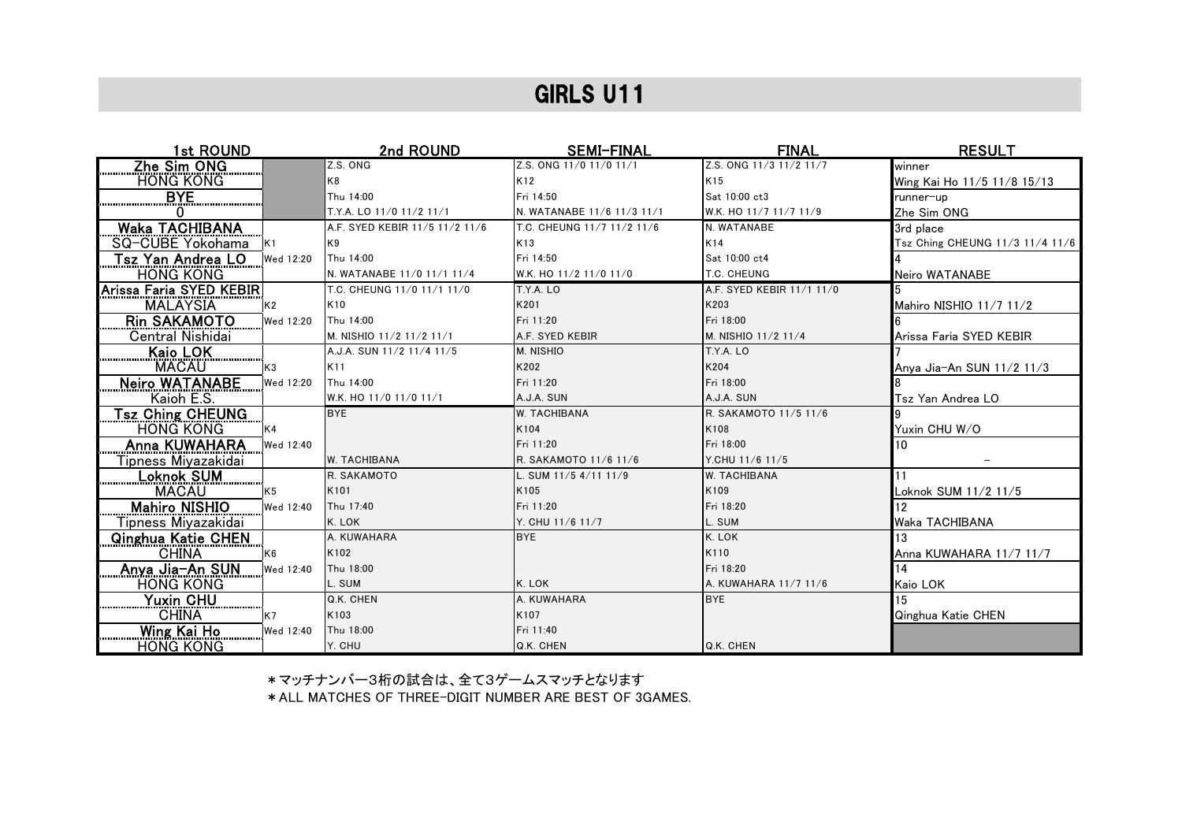# GIRLS U11

| 1st ROUND | | 2nd ROUND | SEMI-FINAL | FINAL | RESULT |
|---|---|---|---|---|---|
| Zhe Sim ONG | | Z.S. ONG | Z.S. ONG 11/0 11/0 11/1 | Z.S. ONG 11/3 11/2 11/7 | winner |
| HONG KONG | | K8 | K12 | K15 | Wing Kai Ho 11/5 11/8 15/13 |
| BYE | | Thu 14:00 | Fri 14:50 | Sat 10:00 ct3 | runner-up |
| 0 | | T.Y.A. LO 11/0 11/2 11/1 | N. WATANABE 11/6 11/3 11/1 | W.K. HO 11/7 11/7 11/9 | Zhe Sim ONG |
| Waka TACHIBANA | | A.F. SYED KEBIR 11/5 11/2 11/6 | T.C. CHEUNG 11/7 11/2 11/6 | N. WATANABE | 3rd place |
| SQ-CUBE Yokohama | K1 | K9 | K13 | K14 | Tsz Ching CHEUNG 11/3 11/4 11/6 |
| Tsz Yan Andrea LO | Wed 12:20 | Thu 14:00 | Fri 14:50 | Sat 10:00 ct4 | 4 |
| HONG KONG | | N. WATANABE 11/0 11/1 11/4 | W.K. HO 11/2 11/0 11/0 | T.C. CHEUNG | Neiro WATANABE |
| Arissa Faria SYED KEBIR | | T.C. CHEUNG 11/0 11/1 11/0 | T.Y.A. LO | A.F. SYED KEBIR 11/1 11/0 | 5 |
| MALAYSIA | K2 | K10 | K201 | K203 | Mahiro NISHIO 11/7 11/2 |
| Rin SAKAMOTO | Wed 12:20 | Thu 14:00 | Fri 11:20 | Fri 18:00 | 6 |
| Central Nishidai | | M. NISHIO 11/2 11/2 11/1 | A.F. SYED KEBIR | M. NISHIO 11/2 11/4 | Arissa Faria SYED KEBIR |
| Kaio LOK | | A.J.A. SUN 11/2 11/4 11/5 | M. NISHIO | T.Y.A. LO | 7 |
| MACAU | K3 | K11 | K202 | K204 | Anya Jia-An SUN 11/2 11/3 |
| Neiro WATANABE | Wed 12:20 | Thu 14:00 | Fri 11:20 | Fri 18:00 | 8 |
| Kaioh E.S. | | W.K. HO 11/0 11/0 11/1 | A.J.A. SUN | A.J.A. SUN | Tsz Yan Andrea LO |
| Tsz Ching CHEUNG | | BYE | W. TACHIBANA | R. SAKAMOTO 11/5 11/6 | 9 |
| HONG KONG | K4 | | K104 | K108 | Yuxin CHU W/O |
| Anna KUWAHARA | Wed 12:40 | | Fri 11:20 | Fri 18:00 | 10 |
| Tipness Miyazakidai | | W. TACHIBANA | R. SAKAMOTO 11/6 11/6 | Y.CHU 11/6 11/5 | − |
| Loknok SUM | | R. SAKAMOTO | L. SUM 11/5 4/11 11/9 | W. TACHIBANA | 11 |
| MACAU | K5 | K101 | K105 | K109 | Loknok SUM 11/2 11/5 |
| Mahiro NISHIO | Wed 12:40 | Thu 17:40 | Fri 11:20 | Fri 18:20 | 12 |
| Tipness Miyazakidai | | K. LOK | Y. CHU 11/6 11/7 | L. SUM | Waka TACHIBANA |
| Qinghua Katie CHEN | | A. KUWAHARA | BYE | K. LOK | 13 |
| CHINA | K6 | K102 | | K110 | Anna KUWAHARA 11/7 11/7 |
| Anya Jia-An SUN | Wed 12:40 | Thu 18:00 | | Fri 18:20 | 14 |
| HONG KONG | | L. SUM | K. LOK | A. KUWAHARA 11/7 11/6 | Kaio LOK |
| Yuxin CHU | | Q.K. CHEN | A. KUWAHARA | BYE | 15 |
| CHINA | K7 | K103 | K107 | | Qinghua Katie CHEN |
| Wing Kai Ho | Wed 12:40 | Thu 18:00 | Fri 11:40 | | |
| HONG KONG | | Y. CHU | Q.K. CHEN | Q.K. CHEN | |

＊マッチナンバー3桁の試合は、全て3ゲームスマッチとなります

＊ALL MATCHES OF THREE-DIGIT NUMBER ARE BEST OF 3GAMES.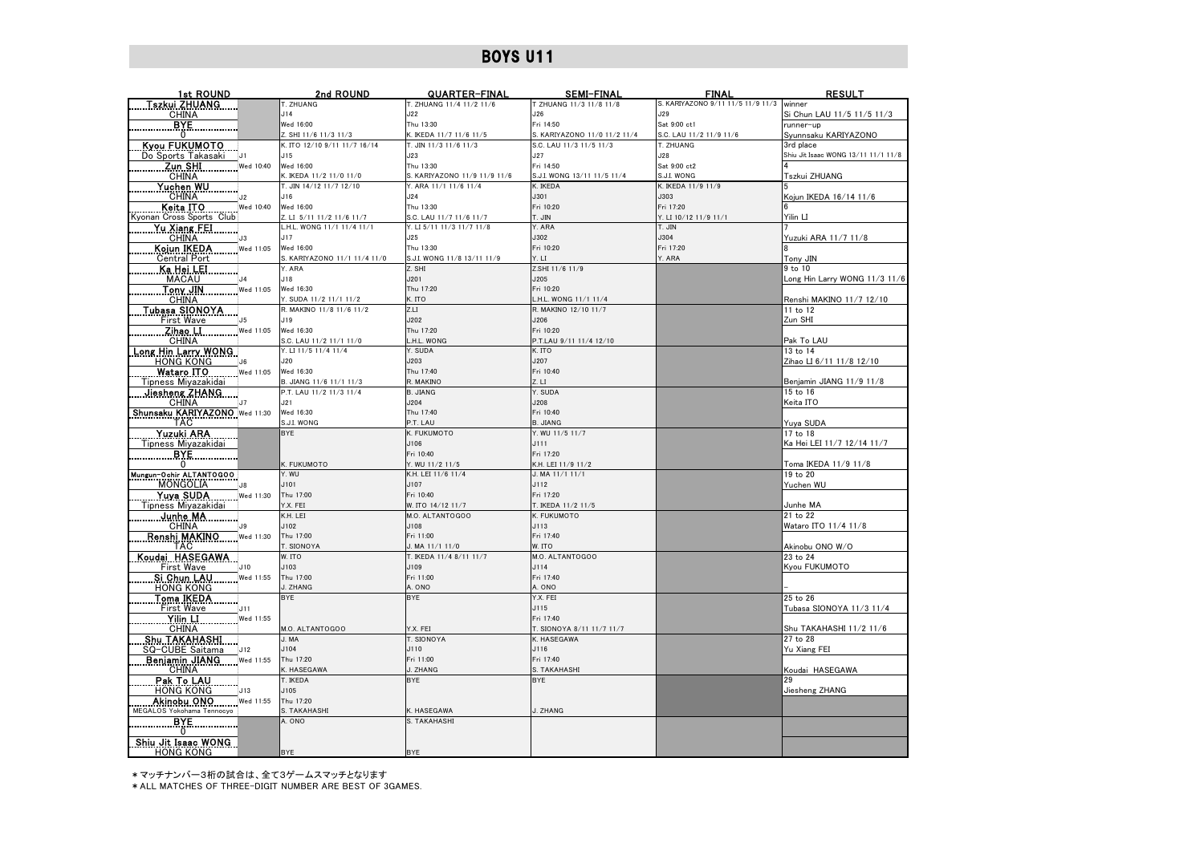# BOYS U11

| 1st ROUND | | 2nd ROUND | QUARTER-FINAL | SEMI-FINAL | FINAL | RESULT |
|---|---|---|---|---|---|---|
| Tszkui ZHUANG | | T. ZHUANG | T. ZHUANG 11/4 11/2 11/6 | T ZHUANG 11/3 11/8 11/8 | S. KARIYAZONO 9/11 11/5 11/9 11/3 | winner |
| CHINA | | J14 | J22 | J26 | J29 | Si Chun LAU 11/5 11/5 11/3 |
| BYE | | Wed 16:00 | Thu 13:30 | Fri 14:50 | Sat 9:00 ct1 | runner-up |
| 0 | | Z. SHI 11/6 11/3 11/3 | K. IKEDA 11/7 11/6 11/5 | S. KARIYAZONO 11/0 11/2 11/4 | S.C. LAU 11/2 11/9 11/6 | Syunnsaku KARIYAZONO |
| Kyou FUKUMOTO | | K. ITO 12/10 9/11 11/7 16/14 | T. JIN 11/3 11/6 11/3 | S.C. LAU 11/3 11/5 11/3 | T. ZHUANG | 3rd place |
| Do Sports Takasaki | J1 | J15 | J23 | J27 | J28 | Shiu Jit Isaac WONG 13/11 11/1 11/8 |
| Zun SHI | Wed 10:40 | Wed 16:00 | Thu 13:30 | Fri 14:50 | Sat 9:00 ct2 | 4 |
| CHINA | | K. IKEDA 11/2 11/0 11/0 | S. KARIYAZONO 11/9 11/9 11/6 | S.J.I. WONG 13/11 11/5 11/4 | S.J.I. WONG | Tszkui ZHUANG |
| Yuchen WU | | T. JIN 14/12 11/7 12/10 | Y. ARA 11/1 11/6 11/4 | K. IKEDA | K. IKEDA 11/9 11/9 | 5 |
| CHINA | J2 | J16 | J24 | J301 | J303 | Kojun IKEDA 16/14 11/6 |
| Keita ITO | Wed 10:40 | Wed 16:00 | Thu 13:30 | Fri 10:20 | Fri 17:20 | 6 |
| Kyonan Cross Sports Club | | Z. LI 5/11 11/2 11/6 11/7 | S.C. LAU 11/7 11/6 11/7 | T. JIN | Y. LI 10/12 11/9 11/1 | Yilin LI |
| Yu Xiang FEI | | L.H.L. WONG 11/1 11/4 11/1 | Y. LI 5/11 11/3 11/7 11/8 | Y. ARA | T. JIN | 7 |
| CHINA | J3 | J17 | J25 | J302 | J304 | Yuzuki ARA 11/7 11/8 |
| Kojun IKEDA | Wed 11:05 | Wed 16:00 | Thu 13:30 | Fri 10:20 | Fri 17:20 | 8 |
| Central Port | | S. KARIYAZONO 11/1 11/4 11/0 | S.J.I. WONG 11/8 13/11 11/9 | Y. LI | Y. ARA | Tony JIN |
| Ka Hei LEI | | Y. ARA | Z. SHI | Z.SHI 11/6 11/9 | | 9 to 10 |
| MACAU | J4 | J18 | J201 | J205 | | Long Hin Larry WONG 11/3 11/6 |
| Tony JIN | Wed 11:05 | Wed 16:30 | Thu 17:20 | Fri 10:20 | | |
| CHINA | | Y. SUDA 11/2 11/1 11/2 | K. ITO | L.H.L. WONG 11/1 11/4 | | Renshi MAKINO 11/7 12/10 |
| Tubasa SIONOYA | | R. MAKINO 11/8 11/6 11/2 | Z.LI | R. MAKINO 12/10 11/7 | | 11 to 12 |
| First Wave | J5 | J19 | J202 | J206 | | Zun SHI |
| Zihao LI | Wed 11:05 | Wed 16:30 | Thu 17:20 | Fri 10:20 | | |
| CHINA | | S.C. LAU 11/2 11/1 11/0 | L.H.L. WONG | P.T.LAU 9/11 11/4 12/10 | | Pak To LAU |
| Long Hin Larry WONG | | Y. LI 11/5 11/4 11/4 | Y. SUDA | K. ITO | | 13 to 14 |
| HONG KONG | J6 | J20 | J203 | J207 | | Zihao LI 6/11 11/8 12/10 |
| Wataro ITO | Wed 11:05 | Wed 16:30 | Thu 17:40 | Fri 10:40 | | |
| Tipness Miyazakidai | | B. JIANG 11/6 11/1 11/3 | R. MAKINO | Z. LI | | Benjamin JIANG 11/9 11/8 |
| Jiesheng ZHANG | | P.T. LAU 11/2 11/3 11/4 | B. JIANG | Y. SUDA | | 15 to 16 |
| CHINA | J7 | J21 | J204 | J208 | | Keita ITO |
| Shunsaku KARIYAZONO | Wed 11:30 | Wed 16:30 | Thu 17:40 | Fri 10:40 | | |
| TAC | | S.J.I. WONG | P.T. LAU | B. JIANG | | Yuya SUDA |
| Yuzuki ARA | | BYE | K. FUKUMOTO | Y. WU 11/5 11/7 | | 17 to 18 |
| Tipness Miyazakidai | | | J106 | J111 | | Ka Hei LEI 11/7 12/14 11/7 |
| BYE | | | Fri 10:40 | Fri 17:20 | | |
| 0 | | K. FUKUMOTO | Y. WU 11/2 11/5 | K.H. LEI 11/9 11/2 | | Toma IKEDA 11/9 11/8 |
| Mungun-Ochir ALTANTOGOO | | Y. WU | K.H. LEI 11/6 11/4 | J. MA 11/1 11/1 | | 19 to 20 |
| MONGOLIA | J8 | J101 | J107 | J112 | | Yuchen WU |
| Yuya SUDA | Wed 11:30 | Thu 17:00 | Fri 10:40 | Fri 17:20 | | |
| Tipness Miyazakidai | | Y.X. FEI | W. ITO 14/12 11/7 | T. IKEDA 11/2 11/5 | | Junhe MA |
| Junhe MA | | K.H. LEI | M.O. ALTANTOGOO | K. FUKUMOTO | | 21 to 22 |
| CHINA | J9 | J102 | J108 | J113 | | Wataro ITO 11/4 11/8 |
| Renshi MAKINO | Wed 11:30 | Thu 17:00 | Fri 11:00 | Fri 17:40 | | |
| TAC | | T. SIONOYA | J. MA 11/1 11/0 | W. ITO | | Akinobu ONO W/O |
| Koudai HASEGAWA | | W. ITO | T. IKEDA 11/4 8/11 11/7 | M.O. ALTANTOGOO | | 23 to 24 |
| First Wave | J10 | J103 | J109 | J114 | | Kyou FUKUMOTO |
| Si Chun LAU | Wed 11:55 | Thu 17:00 | Fri 11:00 | Fri 17:40 | | |
| HONG KONG | | J. ZHANG | A. ONO | A. ONO | | – |
| Toma IKEDA | | BYE | BYE | Y.X. FEI | | 25 to 26 |
| First Wave | J11 | | | J115 | | Tubasa SIONOYA 11/3 11/4 |
| Yilin LI | Wed 11:55 | | | Fri 17:40 | | |
| CHINA | | M.O. ALTANTOGOO | Y.X. FEI | T. SIONOYA 8/11 11/7 11/7 | | Shu TAKAHASHI 11/2 11/6 |
| Shu TAKAHASHI | | J. MA | T. SIONOYA | K. HASEGAWA | | 27 to 28 |
| SQ-CUBE Saitama | J12 | J104 | J110 | J116 | | Yu Xiang FEI |
| Benjamin JIANG | Wed 11:55 | Thu 17:20 | Fri 11:00 | Fri 17:40 | | |
| CHINA | | K. HASEGAWA | J. ZHANG | S. TAKAHASHI | | Koudai HASEGAWA |
| Pak To LAU | | T. IKEDA | BYE | BYE | | 29 |
| HONG KONG | J13 | J105 | | | | Jiesheng ZHANG |
| Akinobu ONO | Wed 11:55 | Thu 17:20 | | | | |
| MEGALOS Yokohama Tennocyo | | S. TAKAHASHI | K. HASEGAWA | J. ZHANG | | |
| BYE | | A. ONO | S. TAKAHASHI | | | |
| 0 | | | | | | |
| Shiu Jit Isaac WONG | | | | | | |
| HONG KONG | | BYE | BYE | | | |

＊マッチナンバー3桁の試合は、全て3ゲームスマッチとなります

＊ALL MATCHES OF THREE-DIGIT NUMBER ARE BEST OF 3GAMES.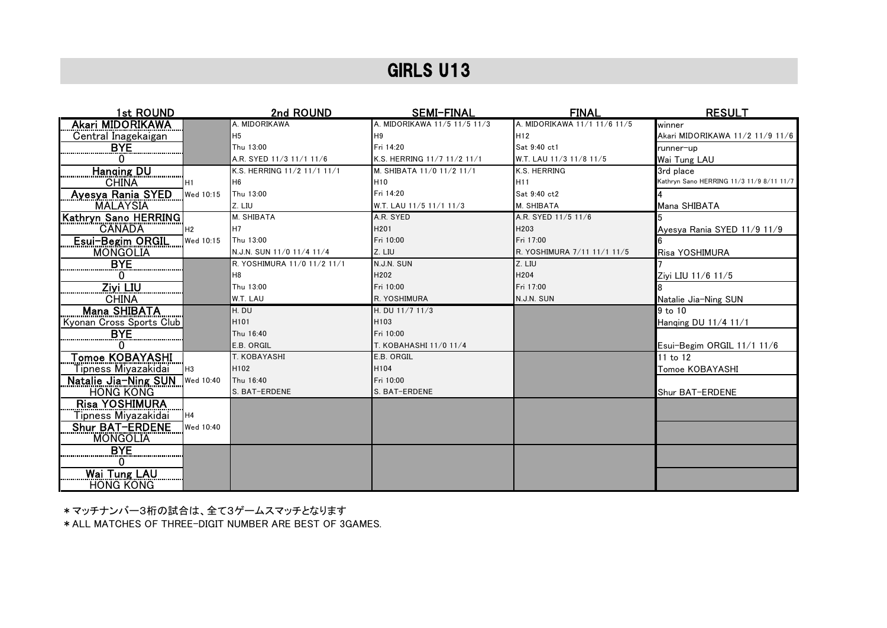# GIRLS U13

| 1st ROUND | | 2nd ROUND | SEMI-FINAL | FINAL | RESULT |
|---|---|---|---|---|---|
| Akari MIDORIKAWA | | A. MIDORIKAWA | A. MIDORIKAWA 11/5 11/5 11/3 | A. MIDORIKAWA 11/1 11/6 11/5 | winner |
| Central Inagekaigan | | H5 | H9 | H12 | Akari MIDORIKAWA 11/2 11/9 11/6 |
| BYE | | Thu 13:00 | Fri 14:20 | Sat 9:40 ct1 | runner-up |
| 0 | | A.R. SYED 11/3 11/1 11/6 | K.S. HERRING 11/7 11/2 11/1 | W.T. LAU 11/3 11/8 11/5 | Wai Tung LAU |
| Hanqing DU | | K.S. HERRING 11/2 11/1 11/1 | M. SHIBATA 11/0 11/2 11/1 | K.S. HERRING | 3rd place |
| CHINA | H1 | H6 | H10 | H11 | Kathryn Sano HERRING 11/3 11/9 8/11 11/7 |
| Ayesya Rania SYED | Wed 10:15 | Thu 13:00 | Fri 14:20 | Sat 9:40 ct2 | 4 |
| MALAYSIA | | Z. LIU | W.T. LAU 11/5 11/1 11/3 | M. SHIBATA | Mana SHIBATA |
| Kathryn Sano HERRING | | M. SHIBATA | A.R. SYED | A.R. SYED 11/5 11/6 | 5 |
| CANADA | H2 | H7 | H201 | H203 | Ayesya Rania SYED 11/9 11/9 |
| Esui-Begim ORGIL | Wed 10:15 | Thu 13:00 | Fri 10:00 | Fri 17:00 | 6 |
| MONGOLIA | | N.J.N. SUN 11/0 11/4 11/4 | Z. LIU | R. YOSHIMURA 7/11 11/1 11/5 | Risa YOSHIMURA |
| BYE | | R. YOSHIMURA 11/0 11/2 11/1 | N.J.N. SUN | Z. LIU | 7 |
| 0 | | H8 | H202 | H204 | Ziyi LIU 11/6 11/5 |
| Ziyi LIU | | Thu 13:00 | Fri 10:00 | Fri 17:00 | 8 |
| CHINA | | W.T. LAU | R. YOSHIMURA | N.J.N. SUN | Natalie Jia-Ning SUN |
| Mana SHIBATA | | H. DU | H. DU 11/7 11/3 | | 9 to 10 |
| Kyonan Cross Sports Club | | H101 | H103 | | Hanqing DU 11/4 11/1 |
| BYE | | Thu 16:40 | Fri 10:00 | | |
| 0 | | E.B. ORGIL | T. KOBAHASHI 11/0 11/4 | | Esui-Begim ORGIL 11/1 11/6 |
| Tomoe KOBAYASHI | | T. KOBAYASHI | E.B. ORGIL | | 11 to 12 |
| Tipness Miyazakidai | H3 | H102 | H104 | | Tomoe KOBAYASHI |
| Natalie Jia-Ning SUN | Wed 10:40 | Thu 16:40 | Fri 10:00 | | |
| HONG KONG | | S. BAT-ERDENE | S. BAT-ERDENE | | Shur BAT-ERDENE |
| Risa YOSHIMURA | | | | | |
| Tipness Miyazakidai | H4 | | | | |
| Shur BAT-ERDENE | Wed 10:40 | | | | |
| MONGOLIA | | | | | |
| BYE | | | | | |
| 0 | | | | | |
| Wai Tung LAU | | | | | |
| HONG KONG | | | | | |

＊マッチナンバー3桁の試合は、全て3ゲームスマッチとなります

＊ALL MATCHES OF THREE-DIGIT NUMBER ARE BEST OF 3GAMES.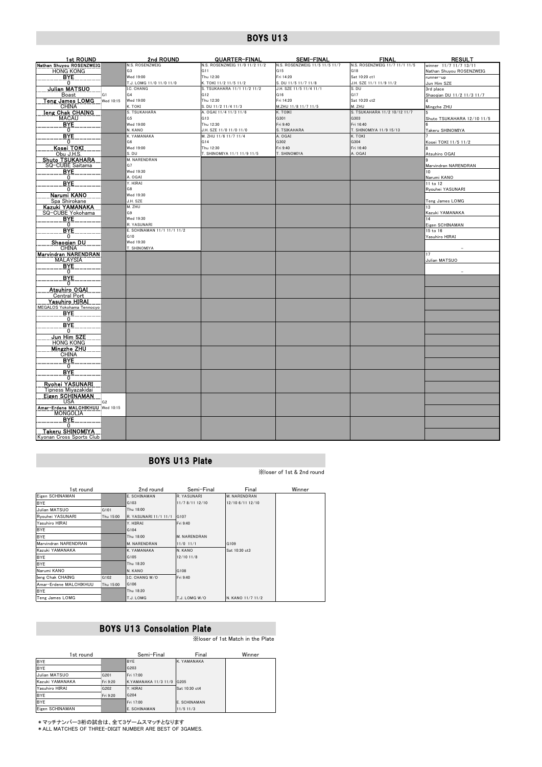# BOYS U13

| 1st ROUND | | 2nd ROUND | QUARTER-FINAL | SEMI-FINAL | FINAL | RESULT |
|---|---|---|---|---|---|---|
| Nathan Shuyou ROSENZWEIG<br>HONG KONG | | N.S. ROSENZWEIG<br>G3<br>Wed 19:00<br>T.J. LOMG 11/0 11/0 11/0 | N.S. ROSENZWEIG 11/0 11/2 11/2<br>G11<br>Thu 12:30<br>K. TOKI 11/2 11/5 11/2 | N.S. ROSENZWEIG 11/5 11/5 11/7<br>G15<br>Fri 14:20<br>S. DU 11/5 11/7 11/8 | N.S. ROSENZWEIG 11/7 11/1 11/5<br>G18<br>Sat 10:20 ct1<br>J.H. SZE 11/1 11/9 11/2 | winner 11/7 11/7 13/11<br>Nathan Shuyou ROSENZWEIG<br>runner-up<br>Jun Him SZE |
| BYE<br>0 | | | | | | |
| Julian MATSUO<br>Boast | G1 | I.C. CHANG<br>G4<br>Wed 19:00<br>K. TOKI | S. TSUKAHARA 11/1 11/2 11/2<br>G12<br>Thu 12:30<br>S. DU 11/2 11/4 11/3 | J.H. SZE 11/5 11/4 11/1<br>G16<br>Fri 14:20<br>M.ZHU 11/8 11/7 11/5 | S. DU<br>G17<br>Sat 10:20 ct2<br>M. ZHU | 3rd place<br>Shaoqian DU 11/2 11/3 11/7<br>4<br>Mingzhe ZHU |
| Teng James LOMG<br>CHINA | Wed 10:15 | | | | | |
| Ieng Chak CHAING<br>MACAU | | S. TSUKAHARA<br>G5<br>Wed 19:00<br>N. KANO | A. OGAI 11/4 11/3 11/6<br>G13<br>Thu 12:30<br>J.H. SZE 11/0 11/0 11/0 | K. TOIKI<br>G301<br>Fri 9:40<br>S. TSIKAHARA | S. TSUKAHARA 11/2 10/12 11/7<br>G303<br>Fri 16:40<br>T. SHINOMIYA 11/9 15/13 | 5<br>Shuto TSUKAHARA 12/10 11/5<br>6<br>Takeru SHINOMIYA |
| BYE<br>0 | | | | | | |
| BYE<br>0 | | K. YAMANAKA<br>G6<br>Wed 19:00<br>S. DU | M. ZHU 11/6 11/7 11/4<br>G14<br>Thu 12:30<br>T. SHINOMIYA 11/1 11/9 11/5 | A. OGAI<br>G302<br>Fri 9:40<br>T. SHINOMIYA | K. TOKI<br>G304<br>Fri 16:40<br>A. OGAI | 7<br>Kosei TOKI 11/5 11/2<br>8<br>Atsuhiro OGAI |
| Kosei TOKI<br>Obu J.H.S. | | | | | | |
| Shuto TSUKAHARA<br>SQ-CUBE Saitama | | M. NARENDRAN<br>G7<br>Wed 19:30<br>A. OGAI | | | | 9<br>Marvindran NARENDRAN<br>10<br>Narumi KANO |
| BYE<br>0 | | | | | | |
| BYE<br>0 | | Y. HIRAI<br>G8<br>Wed 19:30<br>J.H. SZE | | | | 11 to 12<br>Ryouhei YASUNARI<br><br>Teng James LOMG |
| Narumi KANO<br>Spa Shirokane | | | | | | |
| Kazuki YAMANAKA<br>SQ-CUBE Yokohama | | M. ZHU<br>G9<br>Wed 19:30<br>R. YASUNARI | | | | 13<br>Kazuki YAMANAKA<br>14<br>Eigen SCHINAMAN |
| BYE<br>0 | | | | | | |
| BYE<br>0 | | E. SCHINAMAN 11/1 11/1 11/2<br>G10<br>Wed 19:30<br>T. SHINOMIYA | | | | 15 to 16<br>Yasuhiro HIRAI<br>- |
| Shaoqian DU<br>CHINA | | | | | | |
| Marvindran NARENDRAN<br>MALAYSIA | | | | | | 17<br>Julian MATSUO<br>- |
| BYE<br>0 | | | | | | |
| BYE<br>0 | | | | | | |
| Atsuhiro OGAI<br>Central Port | | | | | | |
| Yasuhiro HIRAI<br>MEGALOS Yokohama Tennocyo | | | | | | |
| BYE<br>0 | | | | | | |
| BYE<br>0 | | | | | | |
| Jun Him SZE<br>HONG KONG | | | | | | |
| Mingzhe ZHU<br>CHINA | | | | | | |
| BYE<br>0 | | | | | | |
| BYE<br>0 | | | | | | |
| Ryohei YASUNARI<br>Tipness Miyazakidai | | | | | | |
| Eigen SCHINAMAN<br>USA | G2 | | | | | |
| Amar-Erdene MALCHIKHUU<br>MONGOLIA | Wed 10:15 | | | | | |
| BYE<br>0 | | | | | | |
| Takeru SHINOMIYA<br>Kyonan Cross Sports Club | | | | | | |

# BOYS U13 Plate

※loser of 1st & 2nd round

| 1st round | | 2nd round | Semi-Final | Final | Winner |
|---|---|---|---|---|---|
| Eigen SCHINAMAN | | E. SCHINAMAN | R. YASUNARI | M. NARENDRAN | |
| BYE | | G103 | 11/7 8/11 12/10 | 12/10 6/11 12/10 | |
| Julian MATSUO | G101 | Thu 18:00 | | | |
| Ryouhei YASUNARI | Thu 15:00 | R. YASUNARI 11/1 11/1 | G107 | | |
| Yasuhiro HIRAI | | Y. HIIRAI | Fri 9:40 | | |
| BYE | | G104 | | | |
| BYE | | Thu 18:00 | M. NARENDRAN | | |
| Marvindran NARENDRAN | | M. NARENDRAN | 11/0 11/1 | G109 | |
| Kazuki YAMANAKA | | K. YAMANAKA | N. KANO | Sat 10:30 ct3 | |
| BYE | | G105 | 12/10 11/8 | | |
| BYE | | Thu 18:20 | | | |
| Narumi KANO | | N. KANO | G108 | | |
| Ieng Chak CHAING | G102 | I.C. CHANG W/O | Fri 9:40 | | |
| Amar-Erdene MALCHIKHUU | Thu 15:00 | G106 | | | |
| BYE | | Thu 18:20 | | | |
| Teng James LOMG | | T.J. LOMG | T.J. LOMG W/O | N. KANO 11/7 11/2 | |

# BOYS U13 Consolation Plate

※loser of 1st Match in the Plate

| 1st round | | Semi-Final | Final | Winner |
|---|---|---|---|---|
| BYE | | BYE | K. YAMANAKA | |
| BYE | | G203 | | |
| Julian MATSUO | G201 | Fri 17:00 | | |
| Kazuki YAMANAKA | Fri 9:20 | K.YAMANAKA 11/3 11/0 | G205 | |
| Yasuhiro HIRAI | G202 | Y. HIRAI | Sat 10:30 ct4 | |
| BYE | Fri 9:20 | G204 | | |
| BYE | | Fri 17:00 | E. SCHINAMAN | |
| Eigen SCHINAMAN | | E. SCHINAMAN | 11/5 11/3 | |

＊マッチナンバー3桁の試合は、全て3ゲームスマッチとなります
＊ALL MATCHES OF THREE-DIGIT NUMBER ARE BEST OF 3GAMES.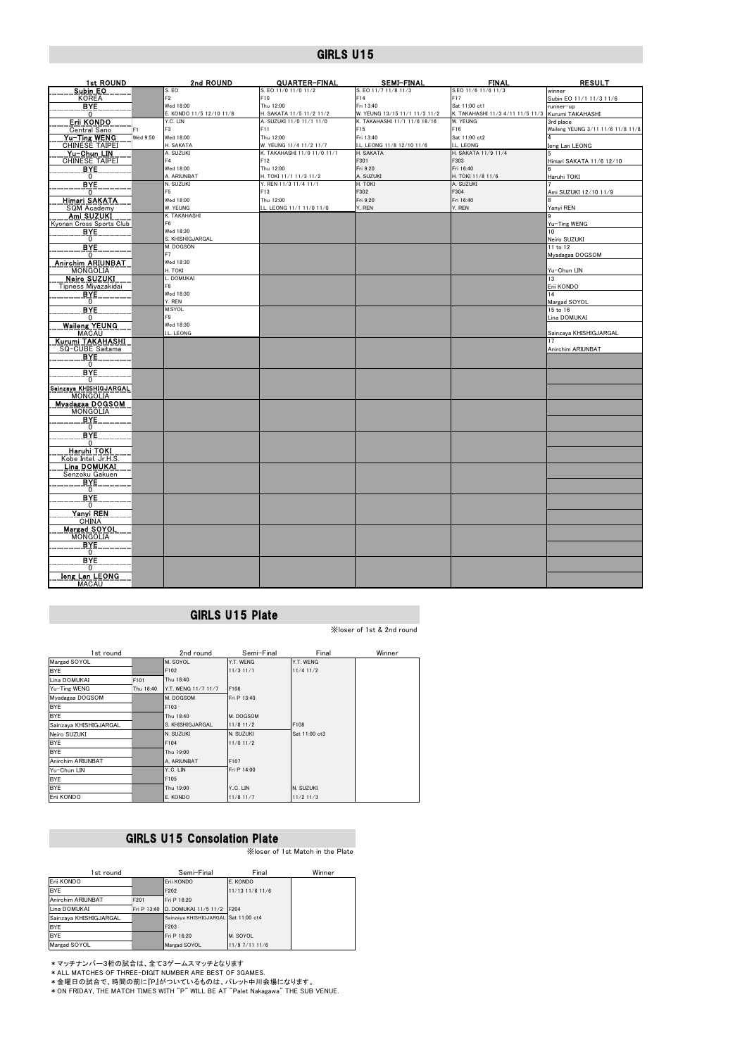# GIRLS U15

| 1st ROUND | | 2nd ROUND | QUARTER-FINAL | SEMI-FINAL | FINAL | RESULT |
|---|---|---|---|---|---|---|
| Subin EO / KOREA | | S. EO / F2 / Wed 18:00 / E. KONDO 11/5 12/10 11/8 | S. EO 11/0 11/0 11/2 / F10 / Thu 12:00 / H. SAKATA 11/5 11/2 11/2 | S. EO 11/7 11/8 11/3 / F14 / Fri 13:40 / W. YEUNG 13/15 11/1 11/3 11/2 | S.EO 11/6 11/6 11/3 / F17 / Sat 11:00 ct1 / K. TAKAHASHI 11/3 4/11 11/5 11/3 | winner / Subin EO 11/1 11/3 11/6 / runner-up / Kurumi TAKAHASHI |
| BYE / 0 | | | | | | |
| Erii KONDO / Central Sano | F1 | Y.C. LIN / F3 / Wed 18:00 / H. SAKATA | A. SUZUKI 11/0 11/1 11/0 / F11 / Thu 12:00 / W. YEUNG 11/4 11/2 11/7 | K. TAKAHASHI 11/1 11/6 18/16 / F15 / Fri 13:40 / I.L. LEONG 11/8 12/10 11/6 | W. YEUNG / F16 / Sat 11:00 ct2 / I.L. LEONG | 3rd place / Waileng YEUNG 3/11 11/6 11/8 11/8 / 4 / Ieng Lan LEONG |
| Yu-Ting WENG / CHINESE TAIPEI | Wed 9:50 | | | | | |
| Yu-Chun LIN / CHINESE TAIPEI | | A. SUZUKI / F4 / Wed 18:00 / A. ARIUNBAT | K. TAKAHASHI 11/0 11/0 11/1 / F12 / Thu 12:00 / H. TOKI 11/1 11/3 11/2 | H. SAKATA / F301 / Fri 9:20 / A. SUZUKI | H. SAKATA 11/9 11/4 / F303 / Fri 16:40 / H. TOKI 11/8 11/6 | 5 / Himari SAKATA 11/6 12/10 / 6 / Haruhi TOKI |
| BYE / 0 | | | | | | |
| BYE / 0 | | N. SUZUKI / F5 / Wed 18:00 / W. YEUNG | Y. REN 11/3 11/4 11/1 / F13 / Thu 12:00 / I.L. LEONG 11/1 11/0 11/0 | H. TOKI / F302 / Fri 9:20 / Y. REN | A. SUZUKI / F304 / Fri 16:40 / Y. REN | 7 / Ami SUZUKI 12/10 11/9 / 8 / Yanyi REN |
| Himari SAKATA / SQM Academy | | | | | | |
| Ami SUZUKI / Kyonan Cross Sports Club | | K. TAKAHASHI / F6 / Wed 18:30 / S. KHISHIGJARGAL | | | | 9 / Yu-Ting WENG / 10 / Neiro SUZUKI |
| BYE / 0 | | | | | | |
| BYE / 0 | | M. DOGSON / F7 / Wed 18:30 / H. TOKI | | | | 11 to 12 / Myadagaa DOGSOM / Yu-Chun LIN |
| Anirchim ARIUNBAT / MONGOLIA | | | | | | |
| Neiro SUZUKI / Tipness Miyazakidai | | L. DOMUKAI / F8 / Wed 18:30 / Y. REN | | | | 13 / Erii KONDO / 14 / Margad SOYOL |
| BYE / 0 | | | | | | |
| BYE / 0 | | M.SYOL / F9 / Wed 18:30 / I.L. LEONG | | | | 15 to 16 / Lina DOMUKAI / Sainzaya KHISHIGJARGAL |
| Waileng YEUNG / MACAU | | | | | | |
| Kurumi TAKAHASHI / SQ-CUBE Saitama | | | | | | 17 / Anirchim ARIUNBAT |
| BYE / 0 | | | | | | |
| BYE / 0 | | | | | | |
| Sainzaya KHISHIGJARGAL / MONGOLIA | | | | | | |
| Myadagaa DOGSOM / MONGOLIA | | | | | | |
| BYE / 0 | | | | | | |
| BYE / 0 | | | | | | |
| Haruhi TOKI / Kobe Intel. Jr.H.S. | | | | | | |
| Lina DOMUKAI / Senzoku Gakuen | | | | | | |
| BYE / 0 | | | | | | |
| BYE / 0 | | | | | | |
| Yanyi REN / CHINA | | | | | | |
| Margad SOYOL / MONGOLIA | | | | | | |
| BYE / 0 | | | | | | |
| BYE / 0 | | | | | | |
| Ieng Lan LEONG / MACAU | | | | | | |

# GIRLS U15 Plate

※loser of 1st & 2nd round

| 1st round | | 2nd round | Semi-Final | Final | Winner |
|---|---|---|---|---|---|
| Margad SOYOL | | M. SOYOL | Y.T. WENG | Y.T. WENG | |
| BYE | | F102 | 11/3 11/1 | 11/4 11/2 | |
| Lina DOMUKAI | F101 | Thu 18:40 | | | |
| Yu-Ting WENG | Thu 16:40 | Y.T. WENG 11/7 11/7 | F106 | | |
| Myadagaa DOGSOM | | M. DOGSOM | Fri P 13:40 | | |
| BYE | | F103 | | | |
| BYE | | Thu 18:40 | M. DOGSOM | | |
| Sainzaya KHISHIGJARGAL | | S. KHISHIGJARGAL | 11/8 11/2 | F108 | |
| Neiro SUZUKI | | N. SUZUKI | N. SUZUKI | Sat 11:00 ct3 | |
| BYE | | F104 | 11/0 11/2 | | |
| BYE | | Thu 19:00 | | | |
| Anirchim ARIUNBAT | | A. ARIUNBAT | F107 | | |
| Yu-Chun LIN | | Y.C. LIN | Fri P 14:00 | | |
| BYE | | F105 | | | |
| BYE | | Thu 19:00 | Y.C. LIN | N. SUZUKI | |
| Erii KONDO | | E. KONDO | 11/8 11/7 | 11/2 11/3 | |

# GIRLS U15 Consolation Plate

※loser of 1st Match in the Plate

| 1st round | | Semi-Final | Final | Winner |
|---|---|---|---|---|
| Erii KONDO | | Erii KONDO | E. KONDO | |
| BYE | | F202 | 11/13 11/6 11/6 | |
| Anirchim ARIUNBAT | F201 | Fri P 16:20 | | |
| Lina DOMUKAI | Fri P 13:40 | D. DOMUKAI 11/5 11/2 | F204 | |
| Sainzaya KHISHIGJARGAL | | Sainzaya KHISHIGJARGAL | Sat 11:00 ct4 | |
| BYE | | F203 | | |
| BYE | | Fri P 16:20 | M. SOYOL | |
| Margad SOYOL | | Margad SOYOL | 11/9 7/11 11/6 | |

＊マッチナンバー3桁の試合は、全て3ゲームスマッチとなります

＊ALL MATCHES OF THREE-DIGIT NUMBER ARE BEST OF 3GAMES.

＊金曜日の試合で、時間の前に『P』がついているものは、パレット中川会場になります。

＊ON FRIDAY, THE MATCH TIMES WITH "P" WILL BE AT "Palet Nakagawa" THE SUB VENUE.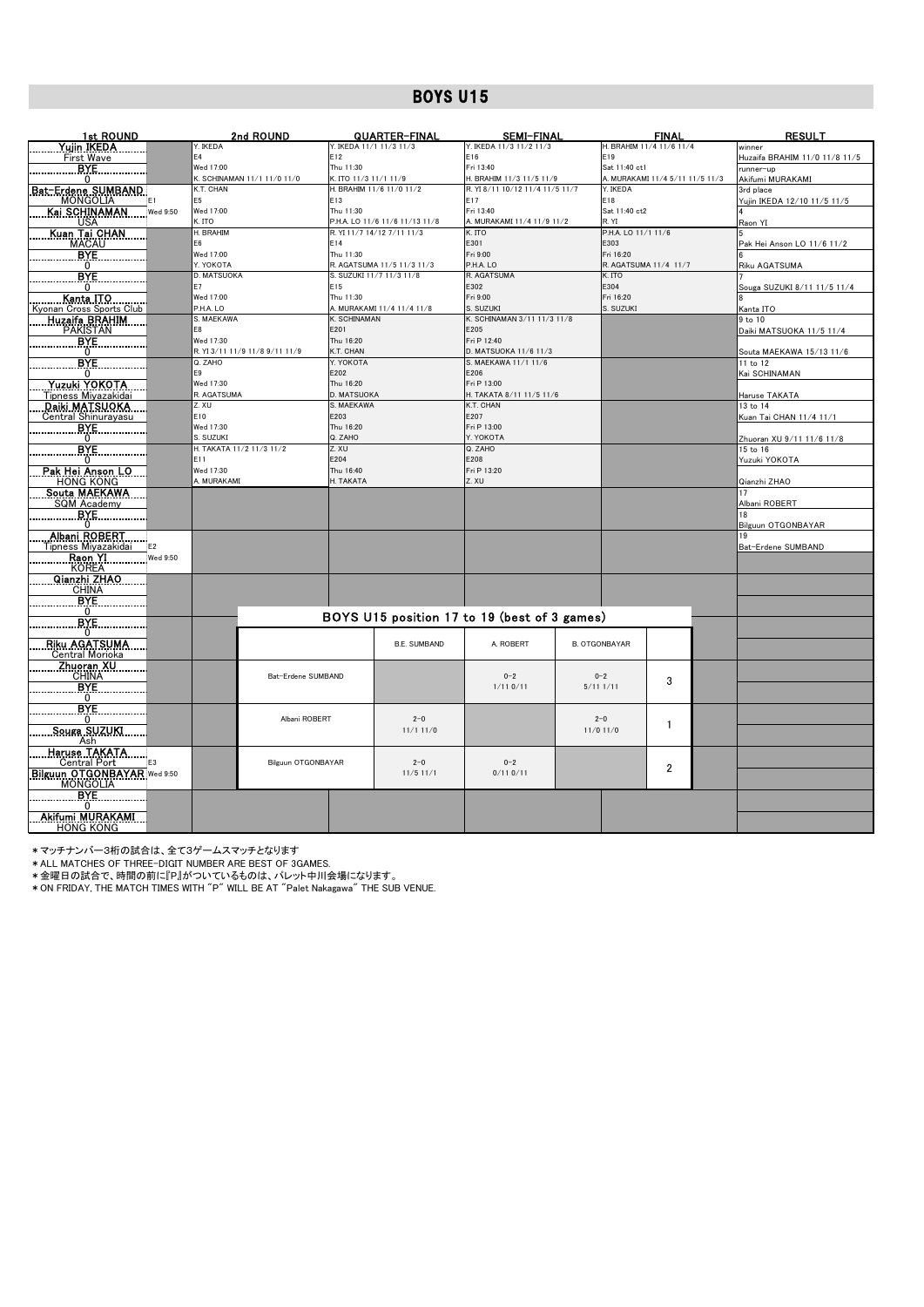# BOYS U15

| 1st ROUND | | 2nd ROUND | QUARTER-FINAL | SEMI-FINAL | FINAL | RESULT |
|---|---|---|---|---|---|---|
| Yujin IKEDA / First Wave | | Y. IKEDA / E4 / Wed 17:00 / K. SCHINAMAN 11/1 11/0 11/0 | Y. IKEDA 11/1 11/3 11/2 / E12 / Thu 11:30 / K. ITO 11/3 11/1 11/9 | Y. IKEDA 11/3 11/2 11/3 / E16 / Fri 13:40 / H. BRAHIM 11/3 11/5 11/9 | H. BRAHIM 11/4 11/6 11/4 / E19 / Sat 11:40 ct1 / A. MURAKAMI 11/4 5/11 11/5 11/3 | winner: Huzaifa BRAHIM 11/0 11/8 11/5 |
| BYE / 0 | | | | | | runner-up: Akifumi MURAKAMI |
| Bat-Erdene SUMBAND / MONGOLIA | E1 | K.T. CHAN / E5 / Wed 17:00 / K. ITO | H. BRAHIM 11/6 11/0 11/2 / E13 / Thu 11:30 / P.H.A. LO 11/6 11/6 11/13 11/8 | R. YI 8/11 10/12 11/4 11/5 11/7 / E17 / Fri 13:40 / A. MURAKAMI 11/4 11/9 11/2 | Y. IKEDA / E18 / Sat 11:40 ct2 / R. YI | 3rd place: Yujin IKEDA 12/10 11/5 11/5 |
| Kai SCHINAMAN / USA | Wed 9:50 | | | | | 4: Raon YI |
| Kuan Tai CHAN / MACAU | | H. BRAHIM / E6 / Wed 17:00 / Y. YOKOTA | R. YI 11/7 14/12 7/11 11/3 / E14 / Thu 11:30 / R. AGATSUMA 11/5 11/3 11/3 | K. ITO / E301 / Fri 9:00 / P.H.A. LO | P.H.A. LO 11/1 11/6 / E303 / Fri 16:20 / R. AGATSUMA 11/4 11/7 | 5: Pak Hei Anson LO 11/6 11/2 |
| BYE / 0 | | | | | | 6: Riku AGATSUMA |
| BYE / 0 | | D. MATSUOKA / E7 / Wed 17:00 / P.H.A. LO | S. SUZUKI 11/7 11/3 11/8 / E15 / Thu 11:30 / A. MURAKAMI 11/4 11/4 11/8 | R. AGATSUMA / E302 / Fri 9:00 / S. SUZUKI | K. ITO / E304 / Fri 16:20 / S. SUZUKI | 7: Souga SUZUKI 8/11 11/5 11/4 |
| Kanta ITO / Kyonan Cross Sports Club | | | | | | 8: Kanta ITO |
| Huzaifa BRAHIM / PAKISTAN | | S. MAEKAWA / E8 / Wed 17:30 / R. YI 3/11 11/9 11/8 9/11 11/9 | K. SCHINAMAN / E201 / Thu 16:20 / K.T. CHAN | K. SCHINAMAN 3/11 11/3 11/8 / E205 / Fri P 12:40 / D. MATSUOKA 11/6 11/3 | | 9 to 10: Daiki MATSUOKA 11/5 11/4 |
| BYE / 0 | | | | | | Souta MAEKAWA 15/13 11/6 |
| BYE / 0 | | Q. ZAHO / E9 / Wed 17:30 / R. AGATSUMA | Y. YOKOTA / E202 / Thu 16:20 / D. MATSUOKA | S. MAEKAWA 11/1 11/6 / E206 / Fri P 13:00 / H. TAKATA 8/11 11/5 11/6 | | 11 to 12: Kai SCHINAMAN |
| Yuzuki YOKOTA / Tipness Miyazakidai | | | | | | Haruse TAKATA |
| Daiki MATSUOKA / Central Shinurayasu | | Z. XU / E10 / Wed 17:30 / S. SUZUKI | S. MAEKAWA / E203 / Thu 16:20 / Q. ZAHO | K.T. CHAN / E207 / Fri P 13:00 / Y. YOKOTA | | 13 to 14: Kuan Tai CHAN 11/4 11/1 |
| BYE / 0 | | | | | | Zhuoran XU 9/11 11/6 11/8 |
| BYE / 0 | | H. TAKATA 11/2 11/3 11/2 / E11 / Wed 17:30 / A. MURAKAMI | Z. XU / E204 / Thu 16:40 / H. TAKATA | Q. ZAHO / E208 / Fri P 13:20 / Z. XU | | 15 to 16: Yuzuki YOKOTA |
| Pak Hei Anson LO / HONG KONG | | | | | | Qianzhi ZHAO |
| Souta MAEKAWA / SQM Academy | | | | | | 17: Albani ROBERT |
| BYE / 0 | | | | | | 18: Bilguun OTGONBAYAR |
| Albani ROBERT / Tipness Miyazakidai | E2 | | | | | 19: Bat-Erdene SUMBAND |
| Raon YI / KOREA | Wed 9:50 | | | | | |
| Qianzhi ZHAO / CHINA | | | | | | |
| BYE / 0 | | | | | | |
| BYE / 0 | | | | | | |
| Riku AGATSUMA / Central Morioka | | | | | | |
| Zhuoran XU / CHINA | | | | | | |
| BYE / 0 | | | | | | |
| BYE / 0 | | | | | | |
| Souga SUZUKI / Ash | | | | | | |
| Haruse TAKATA / Central Port | E3 | | | | | |
| Bilguun OTGONBAYAR / MONGOLIA | Wed 9:50 | | | | | |
| BYE / 0 | | | | | | |
| Akifumi MURAKAMI / HONG KONG | | | | | | |

## BOYS U15 position 17 to 19 (best of 3 games)

| | B.E. SUMBAND | A. ROBERT | B. OTGONBAYAR | |
|---|---|---|---|---|
| Bat-Erdene SUMBAND | | 0-2 1/11 0/11 | 0-2 5/11 1/11 | 3 |
| Albani ROBERT | 2-0 11/1 11/0 | | 2-0 11/0 11/0 | 1 |
| Bilguun OTGONBAYAR | 2-0 11/5 11/1 | 0-2 0/11 0/11 | | 2 |

＊マッチナンバー3桁の試合は、全て3ゲームスマッチとなります

＊ALL MATCHES OF THREE-DIGIT NUMBER ARE BEST OF 3GAMES.

＊金曜日の試合で、時間の前に『P』がついているものは、パレット中川会場になります。

＊ON FRIDAY, THE MATCH TIMES WITH "P" WILL BE AT "Palet Nakagawa" THE SUB VENUE.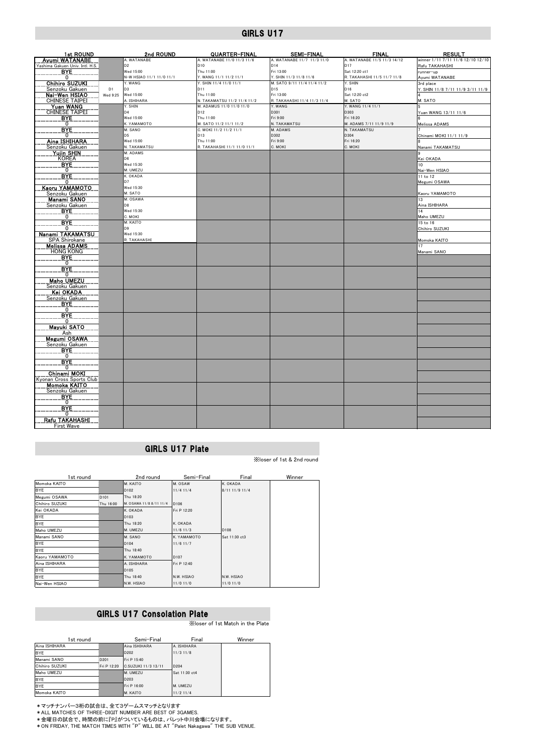# GIRLS U17

| 1st ROUND | | 2nd ROUND | QUARTER-FINAL | SEMI-FINAL | FINAL | RESULT |
|---|---|---|---|---|---|---|
| Ayumi WATANABE / Yashima Gakuen Univ. Intl. H.S. | | A. WATANABE / D2 / Wed 15:00 / N-W HSIAO 11/1 11/0 11/1 | A. WATANABE 11/0 11/3 11/6 / D10 / Thu 11:00 / Y. WANG 11/1 11/2 11/1 | A. WATANABE 11/7 11/3 11/0 / D14 / Fri 13:00 / Y. SHIN 11/3 11/8 11/6 | A. WATANABE 11/5 11/3 14/12 / D17 / Sat 12:20 ct1 / R. TAKAHASHI 11/5 11/7 11/8 | winner 1/11 7/11 11/6 12/10 12/10 / Rafu TAKAHASHI |
| BYE / 0 | | | | | | runner-up / Ayumi WATANABE |
| Chihiro SUZUKI / Senzoku Gakuen | D1 | Y. WANG / D3 / Wed 15:00 / A. ISHIHARA | Y. SHIN 11/4 11/0 11/1 / D11 / Thu 11:00 / N. TAKAMATSU 11/2 11/4 11/2 | M. SATO 9/11 11/4 11/4 11/2 / D15 / Fri 13:00 / R. TAKAHASHI 11/4 11/3 11/4 | Y. SHIN / D16 / Sat 12:20 ct2 / M. SATO | 3rd place / Y. SHIN 11/8 7/11 11/9 3/11 11/9 |
| Nai-Wen HSIAO / CHINESE TAIPEI | Wed 9:25 | | | | | 4 / M. SATO |
| Yuan WANG / CHINESE TAIPEI | | Y. SHIN / D4 / Wed 15:00 / K. YAMAMOTO | M. ADAMUS 11/0 11/0 11/0 / D12 / Thu 11:00 / M. SATO 11/2 11/1 11/2 | Y. WANG / D301 / Fri 9:00 / N. TAKAMATSU | Y. WANG 11/4 11/1 / D303 / Fri 16:20 / M. ADAMS 7/11 11/9 11/9 | 5 / Yuan WANG 13/11 11/6 |
| BYE / 0 | | | | | | 6 / Melissa ADAMS |
| BYE / 0 | | M. SANO / D5 / Wed 15:00 / N. TAKAMATSU | C. MOKI 11/2 11/2 11/1 / D13 / Thu 11:00 / R. TAKAHASHI 11/1 11/0 11/1 | M. ADAMS / D302 / Fri 9:00 / C. MOKI | N. TAKAMATSU / D304 / Fri 16:20 / C. MOKI | 7 / Chinami MOKI 11/1 11/9 |
| Aina ISHIHARA / Senzoku Gakuen | | | | | | 8 / Nanami TAKAMATSU |
| Yujin SHIN / KOREA | | M. ADAMS / D6 / Wed 15:30 / M. UMEZU | | | | 9 / Kei OKADA |
| BYE / 0 | | | | | | 10 / Nai-Wen HSIAO |
| BYE / 0 | | K. OKADA / D7 / Wed 15:30 / M. SATO | | | | 11 to 12 / Megumi OSAWA |
| Kaoru YAMAMOTO / Senzoku Gakuen | | | | | | Kaoru YAMAMOTO |
| Manami SANO / Senzoku Gakuen | | M. OSAWA / D8 / Wed 15:30 / C. MOKI | | | | 13 / Aina ISHIHARA |
| BYE / 0 | | | | | | 14 / Maho UMEZU |
| BYE / 0 | | M. KAITO / D9 / Wed 15:30 / R. TAKAHASHI | | | | 15 to 16 / Chihiro SUZUKI |
| Nanami TAKAMATSU / SPA Shirokane | | | | | | Momoka KAITO |
| Melissa ADAMS / HONG KONG | | | | | | 17 / Manami SANO |
| BYE / 0 | | | | | | |
| BYE / 0 | | | | | | |
| Maho UMEZU / Senzoku Gakuen | | | | | | |
| Kei OKADA / Senzoku Gakuen | | | | | | |
| BYE / 0 | | | | | | |
| BYE / 0 | | | | | | |
| Mayuki SATO / Ash | | | | | | |
| Megumi OSAWA / Senzoku Gakuen | | | | | | |
| BYE / 0 | | | | | | |
| BYE / 0 | | | | | | |
| Chinami MOKI / Kyonan Cross Sports Club | | | | | | |
| Momoka KAITO / Senzoku Gakuen | | | | | | |
| BYE / 0 | | | | | | |
| BYE / 0 | | | | | | |
| Rafu TAKAHASHI / First Wave | | | | | | |

# GIRLS U17 Plate

※loser of 1st & 2nd round

| 1st round | | 2nd round | Semi-Final | Final | Winner |
|---|---|---|---|---|---|
| Momoka KAITO | | M. KAITO | M. OSAW | K. OKADA | |
| BYE | | D102 | 11/4 11/4 | 8/11 11/9 11/4 | |
| Megumi OSAWA | D101 | Thu 18:20 | | | |
| Chihiro SUZUKI | Thu 16:00 | M. OSAWA 11/8 8/11 11/4 | D106 | | |
| Kei OKADA | | K. OKADA | Fri P 12:20 | | |
| BYE | | D103 | | | |
| BYE | | Thu 18:20 | K. OKADA | | |
| Maho UMEZU | | M. UMEZU | 11/6 11/3 | D108 | |
| Manami SANO | | M. SANO | K. YAMAMOTO | Sat 11:30 ct3 | |
| BYE | | D104 | 11/6 11/7 | | |
| BYE | | Thu 18:40 | | | |
| Kaoru YAMAMOTO | | K. YAMAMOTO | D107 | | |
| Aina ISHIHARA | | A. ISHIHARA | Fri P 12:40 | | |
| BYE | | D105 | | | |
| BYE | | Thu 18:40 | N.W. HSIAO | N.W. HSIAO | |
| Nai-Wen HSIAO | | N.W. HSIAO | 11/0 11/0 | 11/0 11/0 | |

# GIRLS U17 Consolation Plate

※loser of 1st Match in the Plate

| 1st round | | Semi-Final | Final | Winner |
|---|---|---|---|---|
| Aina ISHIHARA | | Aina ISHIHARA | A. ISHIHARA | |
| BYE | | D202 | 11/3 11/8 | |
| Manami SANO | D201 | Fri P 15:40 | | |
| Chihiro SUZUKI | Fri P 12:20 | C.SUZUKI 11/3 13/11 | D204 | |
| Maho UMEZU | | M. UMEZU | Sat 11:30 ct4 | |
| BYE | | D203 | | |
| BYE | | Fri P 16:00 | M. UMEZU | |
| Momoka KAITO | | M. KAITO | 11/2 11/4 | |

＊マッチナンバー3桁の試合は、全て3ゲームスマッチとなります
＊ALL MATCHES OF THREE-DIGIT NUMBER ARE BEST OF 3GAMES.
＊金曜日の試合で、時間の前に『P』がついているものは、パレット中川会場になります。
＊ON FRIDAY, THE MATCH TIMES WITH "P" WILL BE AT "Palet Nakagawa" THE SUB VENUE.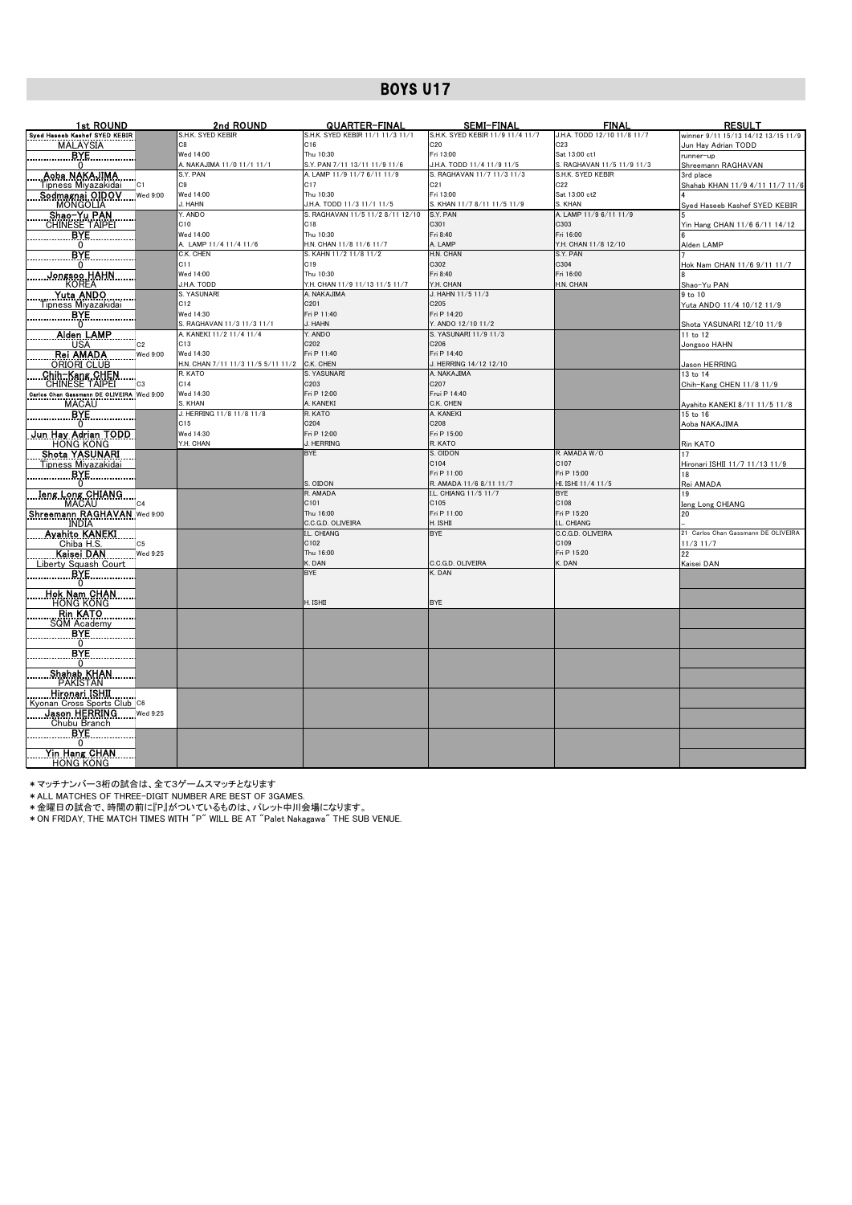# BOYS U17

| 1st ROUND | | 2nd ROUND | QUARTER-FINAL | SEMI-FINAL | FINAL | RESULT |
|---|---|---|---|---|---|---|
| Syed Haseeb Kashef SYED KEBIR<br>MALAYSIA<br>BYE<br>0 | | S.H.K. SYED KEBIR<br>C8<br>Wed 14:00<br>A. NAKAJIMA 11/0 11/1 11/1 | S.H.K. SYED KEBIR 11/1 11/3 11/1<br>C16<br>Thu 10:30<br>S.Y. PAN 7/11 13/11 11/9 11/6 | S.H.K. SYED KEBIR 11/9 11/4 11/7<br>C20<br>Fri 13:00<br>J.H.A. TODD 11/4 11/9 11/5 | J.H.A. TODD 12/10 11/8 11/7<br>C23<br>Sat 13:00 ct1<br>S. RAGHAVAN 11/5 11/9 11/3 | winner 9/11 15/13 14/12 13/15 11/9<br>Jun Hay Adrian TODD<br>runner-up<br>Shreemann RAGHAVAN |
| Aoba NAKAJIMA<br>Tipness Miyazakidai<br>Sodmagnai OIDOV<br>MONGOLIA | C1<br>Wed 9:00 | S.Y. PAN<br>C9<br>Wed 14:00<br>J. HAHN | A. LAMP 11/9 11/7 6/11 11/9<br>C17<br>Thu 10:30<br>J.H.A. TODD 11/3 11/1 11/5 | S. RAGHAVAN 11/7 11/3 11/3<br>C21<br>Fri 13:00<br>S. KHAN 11/7 8/11 11/5 11/9 | S.H.K. SYED KEBIR<br>C22<br>Sat 13:00 ct2<br>S. KHAN | 3rd place<br>Shahab KHAN 11/9 4/11 11/7 11/6<br>4<br>Syed Haseeb Kashef SYED KEBIR |
| Shao-Yu PAN<br>CHINESE TAIPEI<br>BYE<br>0 | | Y. ANDO<br>C10<br>Wed 14:00<br>A. LAMP 11/4 11/4 11/6 | S. RAGHAVAN 11/5 11/2 8/11 12/10<br>C18<br>Thu 10:30<br>H.N. CHAN 11/8 11/6 11/7 | S.Y. PAN<br>C301<br>Fri 8:40<br>A. LAMP | A. LAMP 11/9 6/11 11/9<br>C303<br>Fri 16:00<br>Y.H. CHAN 11/8 12/10 | 5<br>Yin Hang CHAN 11/6 6/11 14/12<br>6<br>Alden LAMP |
| BYE<br>0<br>Jongsoo HAHN<br>KOREA | | C.K. CHEN<br>C11<br>Wed 14:00<br>J.H.A. TODD | S. KAHN 11/2 11/8 11/2<br>C19<br>Thu 10:30<br>Y.H. CHAN 11/9 11/13 11/5 11/7 | H.N. CHAN<br>C302<br>Fri 8:40<br>Y.H. CHAN | S.Y. PAN<br>C304<br>Fri 16:00<br>H.N. CHAN | 7<br>Hok Nam CHAN 11/6 9/11 11/7<br>8<br>Shao-Yu PAN |
| Yuta ANDO<br>Tipness Miyazakidai<br>BYE<br>0 | | S. YASUNARI<br>C12<br>Wed 14:30<br>S. RAGHAVAN 11/3 11/3 11/1 | A. NAKAJIMA<br>C201<br>Fri P 11:40<br>J. HAHN | J. HAHN 11/5 11/3<br>C205<br>Fri P 14:20<br>Y. ANDO 12/10 11/2 | | 9 to 10<br>Yuta ANDO 11/4 10/12 11/9<br>Shota YASUNARI 12/10 11/9 |
| Alden LAMP<br>USA<br>Rei AMADA<br>ORIORI CLUB | C2<br>Wed 9:00 | A. KANEKI 11/2 11/4 11/4<br>C13<br>Wed 14:30<br>H.N. CHAN 7/11 11/3 11/5 5/11 11/2 | Y. ANDO<br>C202<br>Fri P 11:40<br>C.K. CHEN | S. YASUNARI 11/9 11/3<br>C206<br>Fri P 14:40<br>J. HERRING 14/12 12/10 | | 11 to 12<br>Jongsoo HAHN<br>Jason HERRING |
| Chih-Kang CHEN<br>CHINESE TAIPEI<br>Carlos Chan Gassmann DE OLIVEIRA<br>MACAU | C3<br>Wed 9:00 | R. KATO<br>C14<br>Wed 14:30<br>S. KHAN | S. YASUNARI<br>C203<br>Fri P 12:00<br>A. KANEKI | A. NAKAJIMA<br>C207<br>Frui P 14:40<br>C.K. CHEN | | 13 to 14<br>Chih-Kang CHEN 11/8 11/9<br>Ayahito KANEKI 8/11 11/5 11/8 |
| BYE<br>0<br>Jun Hay Adrian TODD<br>HONG KONG | | J. HERRING 11/8 11/8 11/8<br>C15<br>Wed 14:30<br>Y.H. CHAN | R. KATO<br>C204<br>Fri P 12:00<br>J. HERRING | A. KANEKI<br>C208<br>Fri P 15:00<br>R. KATO | | 15 to 16<br>Aoba NAKAJIMA<br>Rin KATO |
| Shota YASUNARI<br>Tipness Miyazakidai<br>BYE<br>0 | | | BYE<br><br><br>S. OIDON | S. OIDON<br>C104<br>Fri P 11:00<br>R. AMADA 11/6 8/11 11/7 | R. AMADA W/O<br>C107<br>Fri P 15:00<br>HI. ISHII 11/4 11/5 | 17<br>Hironari ISHII 11/7 11/13 11/9<br>18<br>Rei AMADA |
| Ieng Long CHIANG<br>MACAU<br>Shreemann RAGHAVAN<br>INDIA | C4<br>Wed 9:00 | | R. AMADA<br>C101<br>Thu 16:00<br>C.C.G.D. OLIVEIRA | I.L. CHIANG 11/5 11/7<br>C105<br>Fri P 11:00<br>H. ISHII | BYE<br>C108<br>Fri P 15:20<br>I.L. CHIANG | 19<br>Ieng Long CHIANG<br>20<br>- |
| Ayahito KANEKI<br>Chiba H.S.<br>Kaisei DAN<br>Liberty Squash Court | C5<br>Wed 9:25 | | I.L. CHIANG<br>C102<br>Thu 16:00<br>K. DAN | BYE<br><br><br>C.C.G.D. OLIVEIRA | C.C.G.D. OLIVEIRA<br>C109<br>Fri P 15:20<br>K. DAN | 21 Carlos Chan Gassmann DE OLIVEIRA<br>11/3 11/7<br>22<br>Kaisei DAN |
| BYE<br>0<br>Hok Nam CHAN<br>HONG KONG | | | BYE<br><br><br>H. ISHII | K. DAN<br><br><br>BYE | | |
| Rin KATO<br>SQM Academy<br>BYE<br>0 | | | | | | |
| BYE<br>0<br>Shahab KHAN<br>PAKISTAN | | | | | | |
| Hironari ISHII<br>Kyonan Cross Sports Club<br>Jason HERRING<br>Chubu Branch | C6<br>Wed 9:25 | | | | | |
| BYE<br>0<br>Yin Hang CHAN<br>HONG KONG | | | | | | |

＊マッチナンバー3桁の試合は、全て3ゲームスマッチとなります

＊ALL MATCHES OF THREE-DIGIT NUMBER ARE BEST OF 3GAMES.

＊金曜日の試合で、時間の前に『P』がついているものは、パレット中川会場になります。

＊ON FRIDAY, THE MATCH TIMES WITH "P" WILL BE AT "Palet Nakagawa" THE SUB VENUE.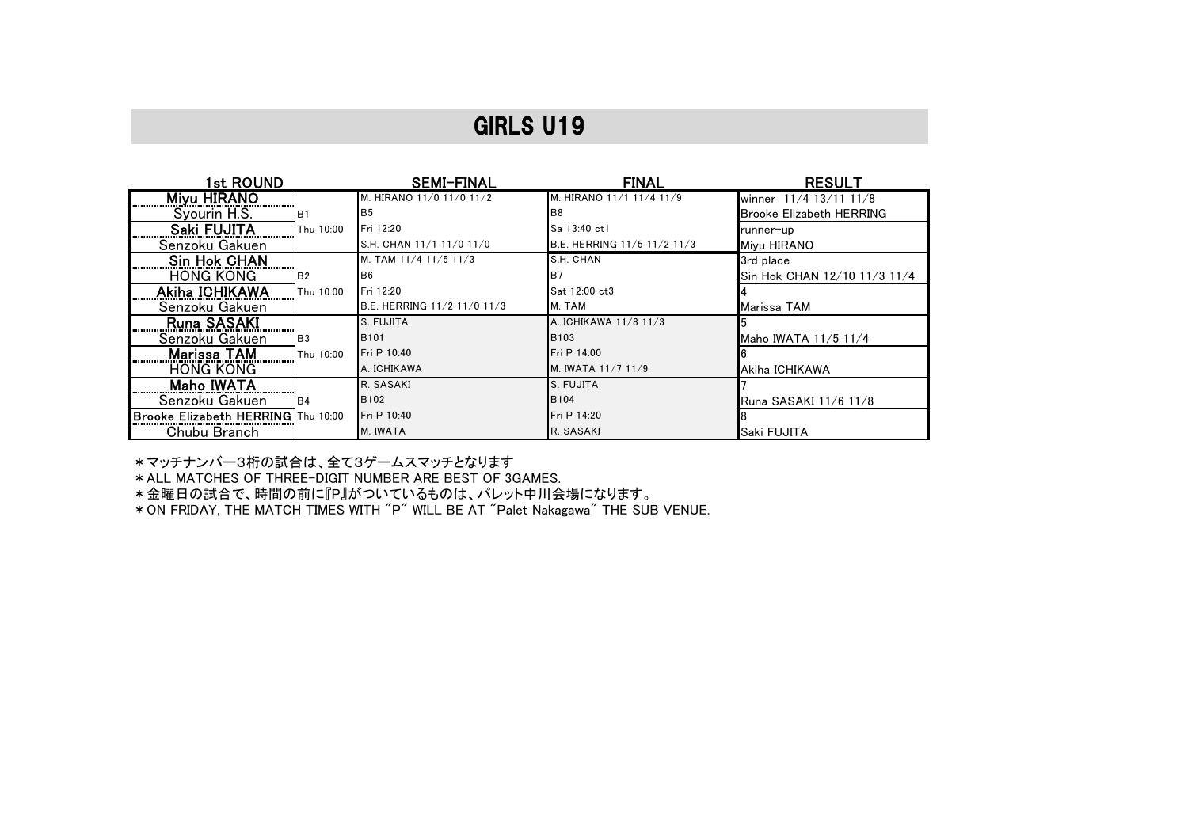# GIRLS U19

| 1st ROUND | | SEMI-FINAL | FINAL | RESULT |
|---|---|---|---|---|
| Miyu HIRANO | | M. HIRANO 11/0 11/0 11/2 | M. HIRANO 11/1 11/4 11/9 | winner 11/4 13/11 11/8 |
| Syourin H.S. | B1 | B5 | B8 | Brooke Elizabeth HERRING |
| Saki FUJITA | Thu 10:00 | Fri 12:20 | Sa 13:40 ct1 | runner-up |
| Senzoku Gakuen | | S.H. CHAN 11/1 11/0 11/0 | B.E. HERRING 11/5 11/2 11/3 | Miyu HIRANO |
| Sin Hok CHAN | | M. TAM 11/4 11/5 11/3 | S.H. CHAN | 3rd place |
| HONG KONG | B2 | B6 | B7 | Sin Hok CHAN 12/10 11/3 11/4 |
| Akiha ICHIKAWA | Thu 10:00 | Fri 12:20 | Sat 12:00 ct3 | 4 |
| Senzoku Gakuen | | B.E. HERRING 11/2 11/0 11/3 | M. TAM | Marissa TAM |
| Runa SASAKI | | S. FUJITA | A. ICHIKAWA 11/8 11/3 | 5 |
| Senzoku Gakuen | B3 | B101 | B103 | Maho IWATA 11/5 11/4 |
| Marissa TAM | Thu 10:00 | Fri P 10:40 | Fri P 14:00 | 6 |
| HONG KONG | | A. ICHIKAWA | M. IWATA 11/7 11/9 | Akiha ICHIKAWA |
| Maho IWATA | | R. SASAKI | S. FUJITA | 7 |
| Senzoku Gakuen | B4 | B102 | B104 | Runa SASAKI 11/6 11/8 |
| Brooke Elizabeth HERRING | Thu 10:00 | Fri P 10:40 | Fri P 14:20 | 8 |
| Chubu Branch | | M. IWATA | R. SASAKI | Saki FUJITA |

＊マッチナンバー3桁の試合は、全て3ゲームスマッチとなります

＊ALL MATCHES OF THREE-DIGIT NUMBER ARE BEST OF 3GAMES.

＊金曜日の試合で、時間の前に『P』がついているものは、パレット中川会場になります。

＊ON FRIDAY, THE MATCH TIMES WITH "P" WILL BE AT "Palet Nakagawa" THE SUB VENUE.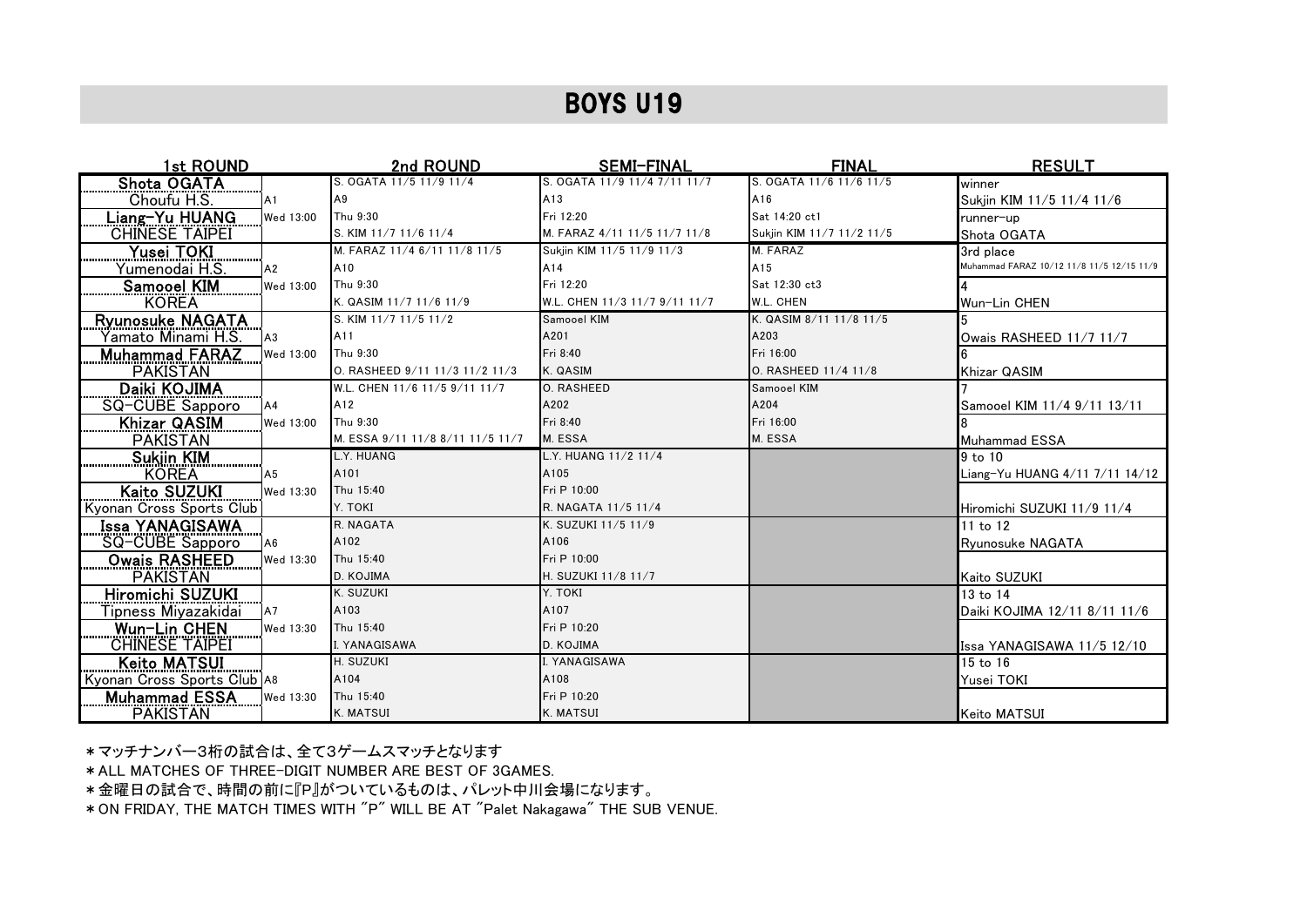# BOYS U19

| 1st ROUND | | | 2nd ROUND | SEMI-FINAL | FINAL | RESULT |
|---|---|---|---|---|---|---|
| Shota OGATA | | | S. OGATA 11/5 11/9 11/4 | S. OGATA 11/9 11/4 7/11 11/7 | S. OGATA 11/6 11/6 11/5 | winner |
| Choufu H.S. | A1 | | A9 | A13 | A16 | Sukjin KIM 11/5 11/4 11/6 |
| Liang-Yu HUANG | Wed 13:00 | | Thu 9:30 | Fri 12:20 | Sat 14:20 ct1 | runner-up |
| CHINESE TAIPEI | | | S. KIM 11/7 11/6 11/4 | M. FARAZ 4/11 11/5 11/7 11/8 | Sukjin KIM 11/7 11/2 11/5 | Shota OGATA |
| Yusei TOKI | | | M. FARAZ 11/4 6/11 11/8 11/5 | Sukjin KIM 11/5 11/9 11/3 | M. FARAZ | 3rd place |
| Yumenodai H.S. | A2 | | A10 | A14 | A15 | Muhammad FARAZ 10/12 11/8 11/5 12/15 11/9 |
| Samooel KIM | Wed 13:00 | | Thu 9:30 | Fri 12:20 | Sat 12:30 ct3 | 4 |
| KOREA | | | K. QASIM 11/7 11/6 11/9 | W.L. CHEN 11/3 11/7 9/11 11/7 | W.L. CHEN | Wun-Lin CHEN |
| Ryunosuke NAGATA | | | S. KIM 11/7 11/5 11/2 | Samooel KIM | K. QASIM 8/11 11/8 11/5 | 5 |
| Yamato Minami H.S. | A3 | | A11 | A201 | A203 | Owais RASHEED 11/7 11/7 |
| Muhammad FARAZ | Wed 13:00 | | Thu 9:30 | Fri 8:40 | Fri 16:00 | 6 |
| PAKISTAN | | | O. RASHEED 9/11 11/3 11/2 11/3 | K. QASIM | O. RASHEED 11/4 11/8 | Khizar QASIM |
| Daiki KOJIMA | | | W.L. CHEN 11/6 11/5 9/11 11/7 | O. RASHEED | Samooel KIM | 7 |
| SQ-CUBE Sapporo | A4 | | A12 | A202 | A204 | Samooel KIM 11/4 9/11 13/11 |
| Khizar QASIM | Wed 13:00 | | Thu 9:30 | Fri 8:40 | Fri 16:00 | 8 |
| PAKISTAN | | | M. ESSA 9/11 11/8 8/11 11/5 11/7 | M. ESSA | M. ESSA | Muhammad ESSA |
| Sukjin KIM | | | L.Y. HUANG | L.Y. HUANG 11/2 11/4 | | 9 to 10 |
| KOREA | A5 | | A101 | A105 | | Liang-Yu HUANG 4/11 7/11 14/12 |
| Kaito SUZUKI | Wed 13:30 | | Thu 15:40 | Fri P 10:00 | | |
| Kyonan Cross Sports Club | | | Y. TOKI | R. NAGATA 11/5 11/4 | | Hiromichi SUZUKI 11/9 11/4 |
| Issa YANAGISAWA | | | R. NAGATA | K. SUZUKI 11/5 11/9 | | 11 to 12 |
| SQ-CUBE Sapporo | A6 | | A102 | A106 | | Ryunosuke NAGATA |
| Owais RASHEED | Wed 13:30 | | Thu 15:40 | Fri P 10:00 | | |
| PAKISTAN | | | D. KOJIMA | H. SUZUKI 11/8 11/7 | | Kaito SUZUKI |
| Hiromichi SUZUKI | | | K. SUZUKI | Y. TOKI | | 13 to 14 |
| Tipness Miyazakidai | A7 | | A103 | A107 | | Daiki KOJIMA 12/11 8/11 11/6 |
| Wun-Lin CHEN | Wed 13:30 | | Thu 15:40 | Fri P 10:20 | | |
| CHINESE TAIPEI | | | I. YANAGISAWA | D. KOJIMA | | Issa YANAGISAWA 11/5 12/10 |
| Keito MATSUI | | | H. SUZUKI | I. YANAGISAWA | | 15 to 16 |
| Kyonan Cross Sports Club | A8 | | A104 | A108 | | Yusei TOKI |
| Muhammad ESSA | Wed 13:30 | | Thu 15:40 | Fri P 10:20 | | |
| PAKISTAN | | | K. MATSUI | K. MATSUI | | Keito MATSUI |

＊マッチナンバー3桁の試合は、全て3ゲームスマッチとなります

＊ALL MATCHES OF THREE-DIGIT NUMBER ARE BEST OF 3GAMES.

＊金曜日の試合で、時間の前に『P』がついているものは、パレット中川会場になります。

＊ON FRIDAY, THE MATCH TIMES WITH "P" WILL BE AT "Palet Nakagawa" THE SUB VENUE.